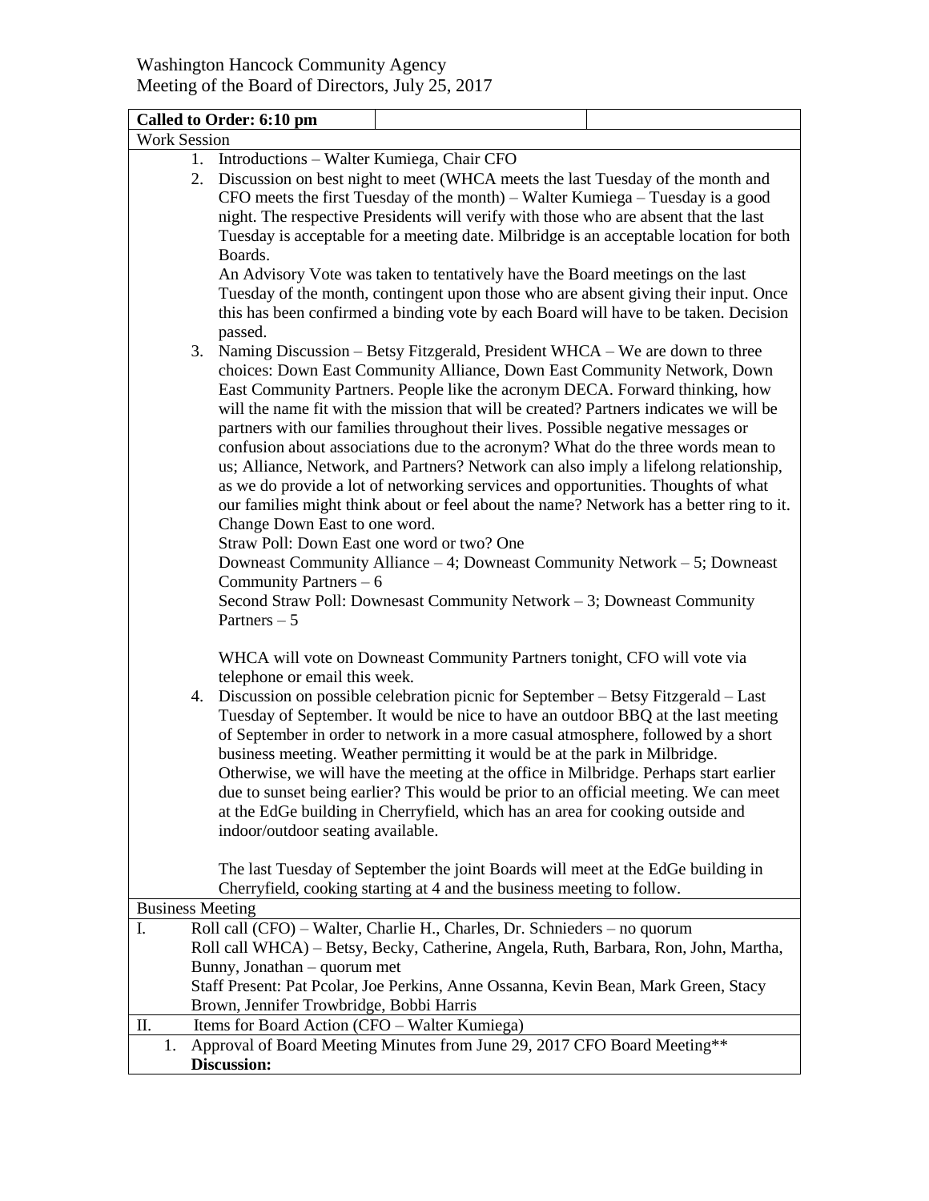Washington Hancock Community Agency
Meeting of the Board of Directors, July 25, 2017

**Called to Order: 6:10 pm**

Work Session

1. Introductions – Walter Kumiega, Chair CFO
2. Discussion on best night to meet (WHCA meets the last Tuesday of the month and CFO meets the first Tuesday of the month) – Walter Kumiega – Tuesday is a good night. The respective Presidents will verify with those who are absent that the last Tuesday is acceptable for a meeting date. Milbridge is an acceptable location for both Boards.
   An Advisory Vote was taken to tentatively have the Board meetings on the last Tuesday of the month, contingent upon those who are absent giving their input. Once this has been confirmed a binding vote by each Board will have to be taken. Decision passed.
3. Naming Discussion – Betsy Fitzgerald, President WHCA – We are down to three choices: Down East Community Alliance, Down East Community Network, Down East Community Partners. People like the acronym DECA. Forward thinking, how will the name fit with the mission that will be created? Partners indicates we will be partners with our families throughout their lives. Possible negative messages or confusion about associations due to the acronym? What do the three words mean to us; Alliance, Network, and Partners? Network can also imply a lifelong relationship, as we do provide a lot of networking services and opportunities. Thoughts of what our families might think about or feel about the name? Network has a better ring to it. Change Down East to one word.
   Straw Poll: Down East one word or two? One
   Downeast Community Alliance – 4; Downeast Community Network – 5; Downeast Community Partners – 6
   Second Straw Poll: Downesast Community Network – 3; Downeast Community Partners – 5

   WHCA will vote on Downeast Community Partners tonight, CFO will vote via telephone or email this week.
4. Discussion on possible celebration picnic for September – Betsy Fitzgerald – Last Tuesday of September. It would be nice to have an outdoor BBQ at the last meeting of September in order to network in a more casual atmosphere, followed by a short business meeting. Weather permitting it would be at the park in Milbridge. Otherwise, we will have the meeting at the office in Milbridge. Perhaps start earlier due to sunset being earlier? This would be prior to an official meeting. We can meet at the EdGe building in Cherryfield, which has an area for cooking outside and indoor/outdoor seating available.

   The last Tuesday of September the joint Boards will meet at the EdGe building in Cherryfield, cooking starting at 4 and the business meeting to follow.

Business Meeting

I. Roll call (CFO) – Walter, Charlie H., Charles, Dr. Schnieders – no quorum
   Roll call WHCA) – Betsy, Becky, Catherine, Angela, Ruth, Barbara, Ron, John, Martha, Bunny, Jonathan – quorum met
   Staff Present: Pat Pcolar, Joe Perkins, Anne Ossanna, Kevin Bean, Mark Green, Stacy Brown, Jennifer Trowbridge, Bobbi Harris

II. Items for Board Action (CFO – Walter Kumiega)

1. Approval of Board Meeting Minutes from June 29, 2017 CFO Board Meeting**
   **Discussion:**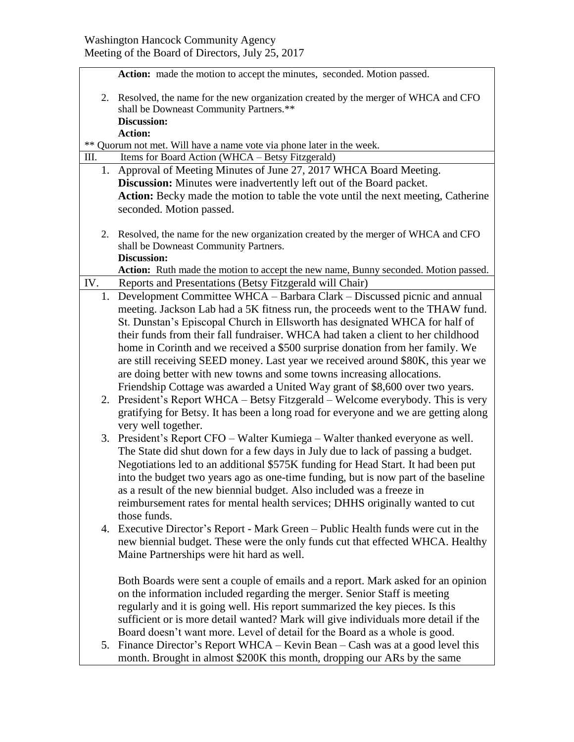Washington Hancock Community Agency
Meeting of the Board of Directors, July 25, 2017

**Action:** made the motion to accept the minutes, seconded. Motion passed.

2. Resolved, the name for the new organization created by the merger of WHCA and CFO shall be Downeast Community Partners.**
   **Discussion:**
   **Action:**

** Quorum not met. Will have a name vote via phone later in the week.

III. Items for Board Action (WHCA – Betsy Fitzgerald)

1. Approval of Meeting Minutes of June 27, 2017 WHCA Board Meeting.
   **Discussion:** Minutes were inadvertently left out of the Board packet.
   **Action:** Becky made the motion to table the vote until the next meeting, Catherine seconded. Motion passed.

2. Resolved, the name for the new organization created by the merger of WHCA and CFO shall be Downeast Community Partners.
   **Discussion:**
   **Action:** Ruth made the motion to accept the new name, Bunny seconded. Motion passed.

IV. Reports and Presentations (Betsy Fitzgerald will Chair)

1. Development Committee WHCA – Barbara Clark – Discussed picnic and annual meeting. Jackson Lab had a 5K fitness run, the proceeds went to the THAW fund. St. Dunstan's Episcopal Church in Ellsworth has designated WHCA for half of their funds from their fall fundraiser. WHCA had taken a client to her childhood home in Corinth and we received a $500 surprise donation from her family. We are still receiving SEED money. Last year we received around $80K, this year we are doing better with new towns and some towns increasing allocations. Friendship Cottage was awarded a United Way grant of $8,600 over two years.
2. President's Report WHCA – Betsy Fitzgerald – Welcome everybody. This is very gratifying for Betsy. It has been a long road for everyone and we are getting along very well together.
3. President's Report CFO – Walter Kumiega – Walter thanked everyone as well. The State did shut down for a few days in July due to lack of passing a budget. Negotiations led to an additional $575K funding for Head Start. It had been put into the budget two years ago as one-time funding, but is now part of the baseline as a result of the new biennial budget. Also included was a freeze in reimbursement rates for mental health services; DHHS originally wanted to cut those funds.
4. Executive Director's Report - Mark Green – Public Health funds were cut in the new biennial budget. These were the only funds cut that effected WHCA. Healthy Maine Partnerships were hit hard as well.

   Both Boards were sent a couple of emails and a report. Mark asked for an opinion on the information included regarding the merger. Senior Staff is meeting regularly and it is going well. His report summarized the key pieces. Is this sufficient or is more detail wanted? Mark will give individuals more detail if the Board doesn't want more. Level of detail for the Board as a whole is good.
5. Finance Director's Report WHCA – Kevin Bean – Cash was at a good level this month. Brought in almost $200K this month, dropping our ARs by the same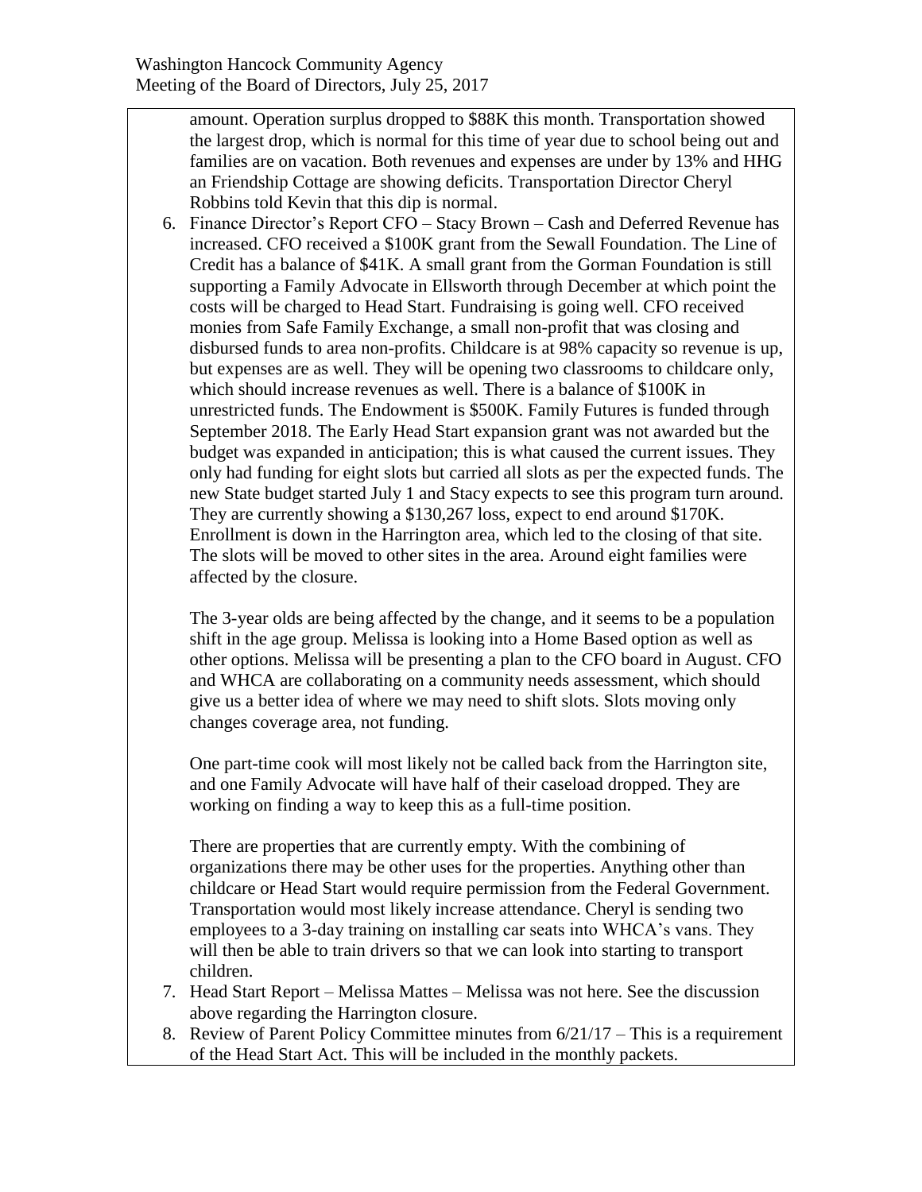amount. Operation surplus dropped to $88K this month. Transportation showed the largest drop, which is normal for this time of year due to school being out and families are on vacation. Both revenues and expenses are under by 13% and HHG an Friendship Cottage are showing deficits. Transportation Director Cheryl Robbins told Kevin that this dip is normal.

6. Finance Director's Report CFO – Stacy Brown – Cash and Deferred Revenue has increased. CFO received a $100K grant from the Sewall Foundation. The Line of Credit has a balance of $41K. A small grant from the Gorman Foundation is still supporting a Family Advocate in Ellsworth through December at which point the costs will be charged to Head Start. Fundraising is going well. CFO received monies from Safe Family Exchange, a small non-profit that was closing and disbursed funds to area non-profits. Childcare is at 98% capacity so revenue is up, but expenses are as well. They will be opening two classrooms to childcare only, which should increase revenues as well. There is a balance of $100K in unrestricted funds. The Endowment is $500K. Family Futures is funded through September 2018. The Early Head Start expansion grant was not awarded but the budget was expanded in anticipation; this is what caused the current issues. They only had funding for eight slots but carried all slots as per the expected funds. The new State budget started July 1 and Stacy expects to see this program turn around. They are currently showing a $130,267 loss, expect to end around $170K. Enrollment is down in the Harrington area, which led to the closing of that site. The slots will be moved to other sites in the area. Around eight families were affected by the closure.

   The 3-year olds are being affected by the change, and it seems to be a population shift in the age group. Melissa is looking into a Home Based option as well as other options. Melissa will be presenting a plan to the CFO board in August. CFO and WHCA are collaborating on a community needs assessment, which should give us a better idea of where we may need to shift slots. Slots moving only changes coverage area, not funding.

   One part-time cook will most likely not be called back from the Harrington site, and one Family Advocate will have half of their caseload dropped. They are working on finding a way to keep this as a full-time position.

   There are properties that are currently empty. With the combining of organizations there may be other uses for the properties. Anything other than childcare or Head Start would require permission from the Federal Government. Transportation would most likely increase attendance. Cheryl is sending two employees to a 3-day training on installing car seats into WHCA's vans. They will then be able to train drivers so that we can look into starting to transport children.

7. Head Start Report – Melissa Mattes – Melissa was not here. See the discussion above regarding the Harrington closure.
8. Review of Parent Policy Committee minutes from 6/21/17 – This is a requirement of the Head Start Act. This will be included in the monthly packets.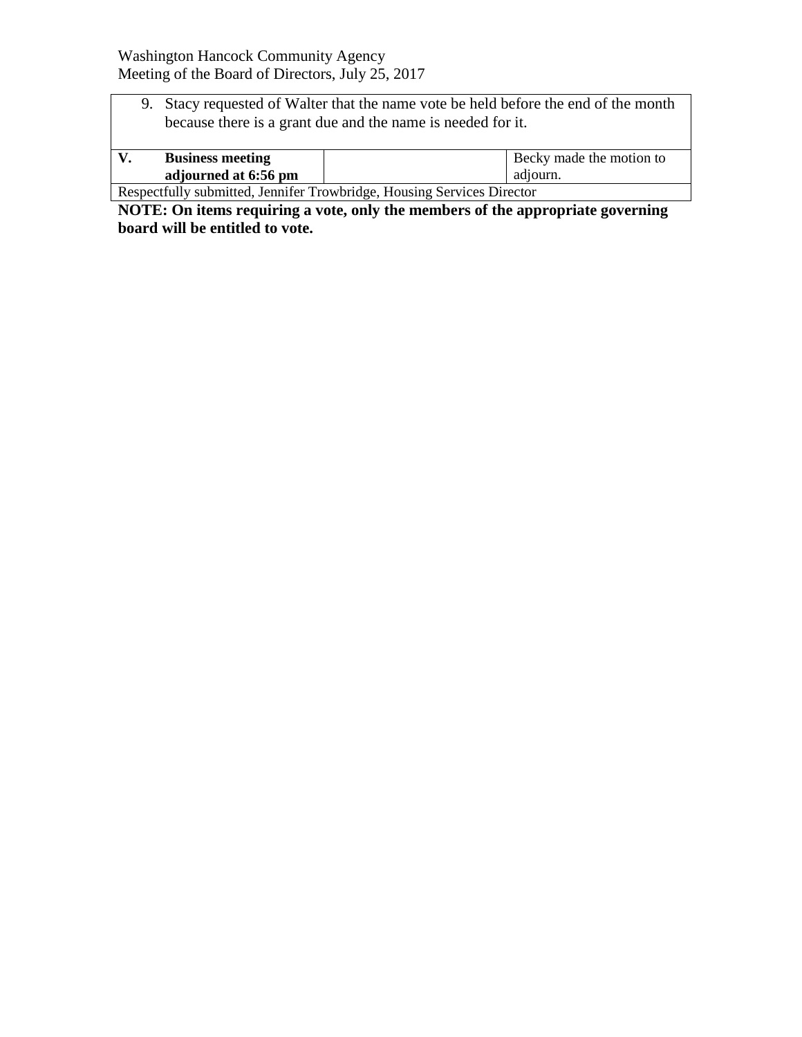| | | | |
|---|---|---|---|
| | 9. Stacy requested of Walter that the name vote be held before the end of the month because there is a grant due and the name is needed for it. | | |
| **V.** | **Business meeting adjourned at 6:56 pm** | | Becky made the motion to adjourn. |
| Respectfully submitted, Jennifer Trowbridge, Housing Services Director | | | |

**NOTE: On items requiring a vote, only the members of the appropriate governing board will be entitled to vote.**